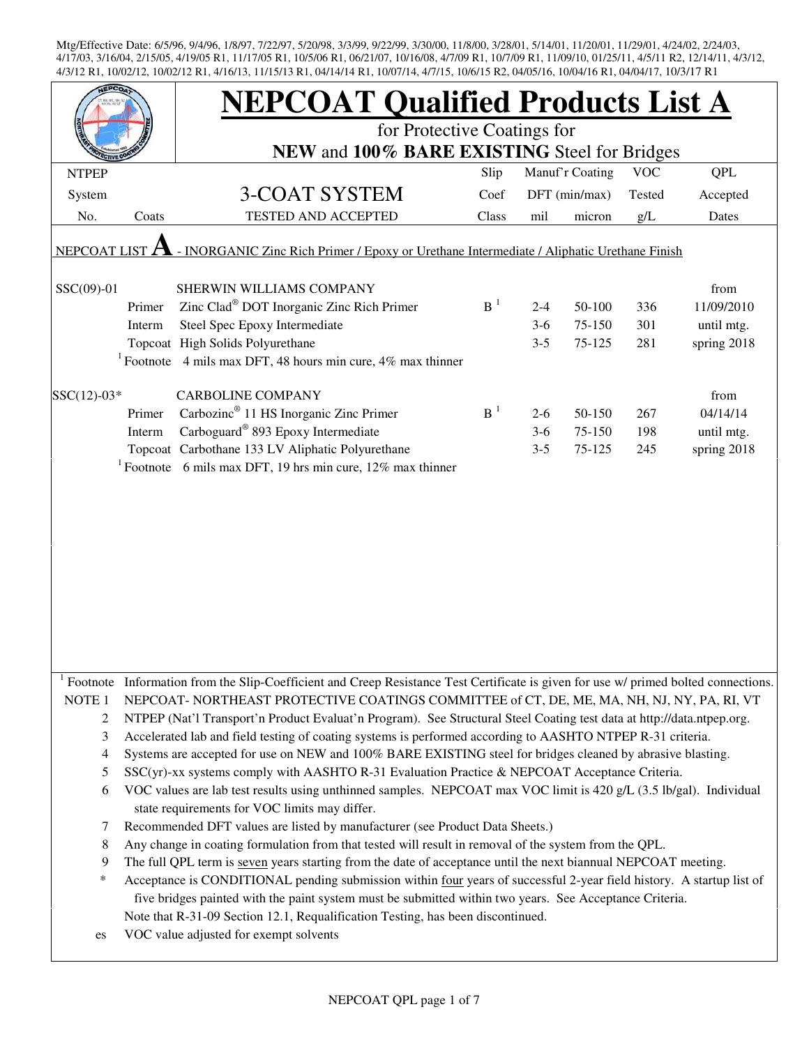Mtg/Effective Date: 6/5/96, 9/4/96, 1/8/97, 7/22/97, 5/20/98, 3/3/99, 9/22/99, 3/30/00, 11/8/00, 3/28/01, 5/14/01, 11/20/01, 11/29/01, 4/24/02, 2/24/03, 4/17/03, 3/16/04, 2/15/05, 4/19/05 R1, 11/17/05 R1, 10/5/06 R1, 06/21/07, 10/16/08, 4/7/09 R1, 10/7/09 R1, 11/09/10, 01/25/11, 4/5/11 R2, 12/14/11, 4/3/12, 4/3/12 R1, 10/02/12, 10/02/12 R1, 4/16/13, 11/15/13 R1, 04/14/14 R1, 10/07/14, 4/7/15, 10/6/15 R2, 04/05/16, 10/04/16 R1, 04/04/17, 10/3/17 R1

# NEPCOAT Qualified Products List A

for Protective Coatings for

**NEW** and **100% BARE EXISTING** Steel for Bridges

| NTPEP System No. | Coats | 3-COAT SYSTEM TESTED AND ACCEPTED | Slip Coef Class | Manuf'r Coating DFT (min/max) mil | micron | VOC Tested g/L | QPL Accepted Dates |
|---|---|---|---|---|---|---|---|
| NEPCOAT LIST **A** - INORGANIC Zinc Rich Primer / Epoxy or Urethane Intermediate / Aliphatic Urethane Finish | | | | | | | |
| SSC(09)-01 | | SHERWIN WILLIAMS COMPANY | | | | | from |
| | Primer | Zinc Clad® DOT Inorganic Zinc Rich Primer | B [1] | 2-4 | 50-100 | 336 | 11/09/2010 |
| | Interm | Steel Spec Epoxy Intermediate | | 3-6 | 75-150 | 301 | until mtg. |
| | Topcoat | High Solids Polyurethane | | 3-5 | 75-125 | 281 | spring 2018 |
| | [1] Footnote | 4 mils max DFT, 48 hours min cure, 4% max thinner | | | | | |
| SSC(12)-03* | | CARBOLINE COMPANY | | | | | from |
| | Primer | Carbozinc® 11 HS Inorganic Zinc Primer | B [1] | 2-6 | 50-150 | 267 | 04/14/14 |
| | Interm | Carboguard® 893 Epoxy Intermediate | | 3-6 | 75-150 | 198 | until mtg. |
| | Topcoat | Carbothane 133 LV Aliphatic Polyurethane | | 3-5 | 75-125 | 245 | spring 2018 |
| | [1] Footnote | 6 mils max DFT, 19 hrs min cure, 12% max thinner | | | | | |

[1] Footnote Information from the Slip-Coefficient and Creep Resistance Test Certificate is given for use w/ primed bolted connections.

NOTE 1 NEPCOAT- NORTHEAST PROTECTIVE COATINGS COMMITTEE of CT, DE, ME, MA, NH, NJ, NY, PA, RI, VT

2 NTPEP (Nat'l Transport'n Product Evaluat'n Program). See Structural Steel Coating test data at http://data.ntpep.org.

3 Accelerated lab and field testing of coating systems is performed according to AASHTO NTPEP R-31 criteria.

4 Systems are accepted for use on NEW and 100% BARE EXISTING steel for bridges cleaned by abrasive blasting.

5 SSC(yr)-xx systems comply with AASHTO R-31 Evaluation Practice & NEPCOAT Acceptance Criteria.

6 VOC values are lab test results using unthinned samples. NEPCOAT max VOC limit is 420 g/L (3.5 lb/gal). Individual state requirements for VOC limits may differ.

7 Recommended DFT values are listed by manufacturer (see Product Data Sheets.)

8 Any change in coating formulation from that tested will result in removal of the system from the QPL.

9 The full QPL term is seven years starting from the date of acceptance until the next biannual NEPCOAT meeting.

\* Acceptance is CONDITIONAL pending submission within four years of successful 2-year field history. A startup list of five bridges painted with the paint system must be submitted within two years. See Acceptance Criteria.

Note that R-31-09 Section 12.1, Requalification Testing, has been discontinued.

es VOC value adjusted for exempt solvents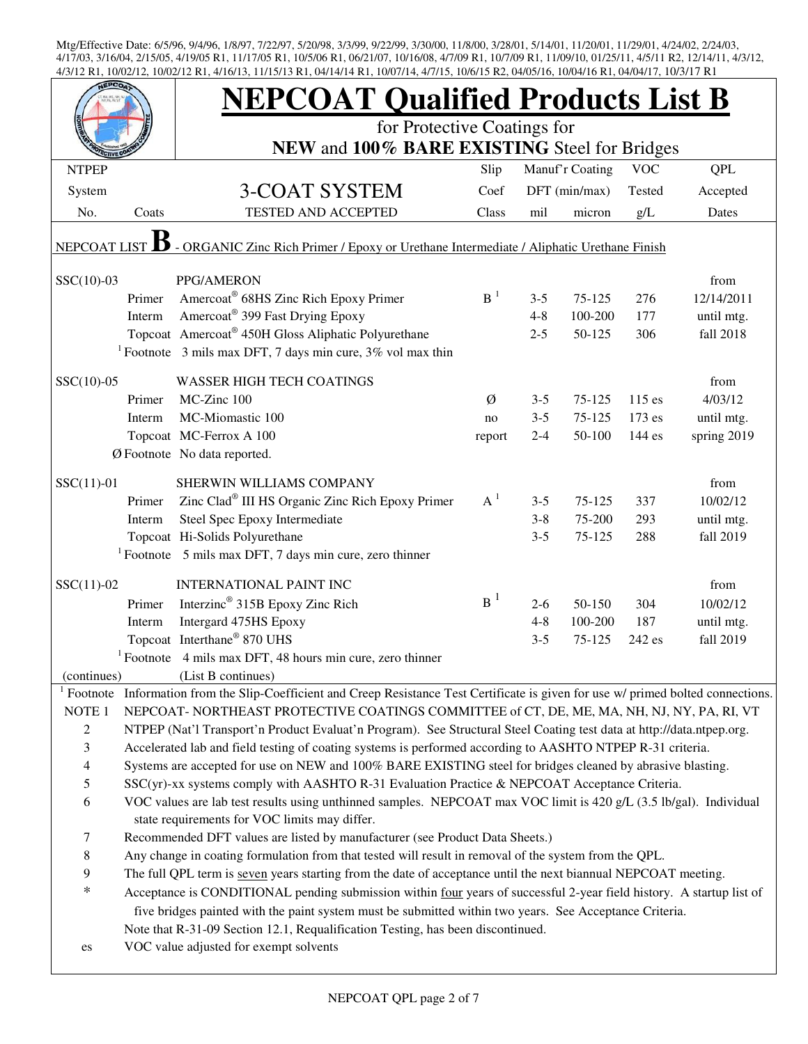Mtg/Effective Date: 6/5/96, 9/4/96, 1/8/97, 7/22/97, 5/20/98, 3/3/99, 9/22/99, 3/30/00, 11/8/00, 3/28/01, 5/14/01, 11/20/01, 11/29/01, 4/24/02, 2/24/03, 4/17/03, 3/16/04, 2/15/05, 4/19/05 R1, 11/17/05 R1, 10/5/06 R1, 06/21/07, 10/16/08, 4/7/09 R1, 10/7/09 R1, 11/09/10, 01/25/11, 4/5/11 R2, 12/14/11, 4/3/12, 4/3/12 R1, 10/02/12, 10/02/12 R1, 4/16/13, 11/15/13 R1, 04/14/14 R1, 10/07/14, 4/7/15, 10/6/15 R2, 04/05/16, 10/04/16 R1, 04/04/17, 10/3/17 R1

# NEPCOAT Qualified Products List B

for Protective Coatings for
**NEW** and **100% BARE EXISTING** Steel for Bridges

| NTPEP System No. | Coats | 3-COAT SYSTEM TESTED AND ACCEPTED | Slip Coef Class | Manuf'r Coating DFT (min/max) mil | micron | VOC Tested g/L | QPL Accepted Dates |
|---|---|---|---|---|---|---|---|
| NEPCOAT LIST **B** - ORGANIC Zinc Rich Primer / Epoxy or Urethane Intermediate / Aliphatic Urethane Finish | | | | | | | |
| SSC(10)-03 | | PPG/AMERON | | | | | from |
| | Primer | Amercoat® 68HS Zinc Rich Epoxy Primer | B [1] | 3-5 | 75-125 | 276 | 12/14/2011 |
| | Interm | Amercoat® 399 Fast Drying Epoxy | | 4-8 | 100-200 | 177 | until mtg. |
| | Topcoat | Amercoat® 450H Gloss Aliphatic Polyurethane | | 2-5 | 50-125 | 306 | fall 2018 |
| | [1] Footnote | 3 mils max DFT, 7 days min cure, 3% vol max thin | | | | | |
| SSC(10)-05 | | WASSER HIGH TECH COATINGS | | | | | from |
| | Primer | MC-Zinc 100 | Ø | 3-5 | 75-125 | 115 es | 4/03/12 |
| | Interm | MC-Miomastic 100 | no | 3-5 | 75-125 | 173 es | until mtg. |
| | Topcoat | MC-Ferrox A 100 | report | 2-4 | 50-100 | 144 es | spring 2019 |
| | Ø Footnote | No data reported. | | | | | |
| SSC(11)-01 | | SHERWIN WILLIAMS COMPANY | | | | | from |
| | Primer | Zinc Clad® III HS Organic Zinc Rich Epoxy Primer | A [1] | 3-5 | 75-125 | 337 | 10/02/12 |
| | Interm | Steel Spec Epoxy Intermediate | | 3-8 | 75-200 | 293 | until mtg. |
| | Topcoat | Hi-Solids Polyurethane | | 3-5 | 75-125 | 288 | fall 2019 |
| | [1] Footnote | 5 mils max DFT, 7 days min cure, zero thinner | | | | | |
| SSC(11)-02 | | INTERNATIONAL PAINT INC | | | | | from |
| | Primer | Interzinc® 315B Epoxy Zinc Rich | B [1] | 2-6 | 50-150 | 304 | 10/02/12 |
| | Interm | Intergard 475HS Epoxy | | 4-8 | 100-200 | 187 | until mtg. |
| | Topcoat | Interthane® 870 UHS | | 3-5 | 75-125 | 242 es | fall 2019 |
| | [1] Footnote | 4 mils max DFT, 48 hours min cure, zero thinner | | | | | |
| (continues) | | (List B continues) | | | | | |

[1] Footnote Information from the Slip-Coefficient and Creep Resistance Test Certificate is given for use w/ primed bolted connections.

NOTE 1 NEPCOAT- NORTHEAST PROTECTIVE COATINGS COMMITTEE of CT, DE, ME, MA, NH, NJ, NY, PA, RI, VT

2 NTPEP (Nat'l Transport'n Product Evaluat'n Program). See Structural Steel Coating test data at http://data.ntpep.org.

3 Accelerated lab and field testing of coating systems is performed according to AASHTO NTPEP R-31 criteria.

4 Systems are accepted for use on NEW and 100% BARE EXISTING steel for bridges cleaned by abrasive blasting.

5 SSC(yr)-xx systems comply with AASHTO R-31 Evaluation Practice & NEPCOAT Acceptance Criteria.

6 VOC values are lab test results using unthinned samples. NEPCOAT max VOC limit is 420 g/L (3.5 lb/gal). Individual state requirements for VOC limits may differ.

7 Recommended DFT values are listed by manufacturer (see Product Data Sheets.)

8 Any change in coating formulation from that tested will result in removal of the system from the QPL.

9 The full QPL term is seven years starting from the date of acceptance until the next biannual NEPCOAT meeting.

\* Acceptance is CONDITIONAL pending submission within four years of successful 2-year field history. A startup list of five bridges painted with the paint system must be submitted within two years. See Acceptance Criteria.

Note that R-31-09 Section 12.1, Requalification Testing, has been discontinued.

es VOC value adjusted for exempt solvents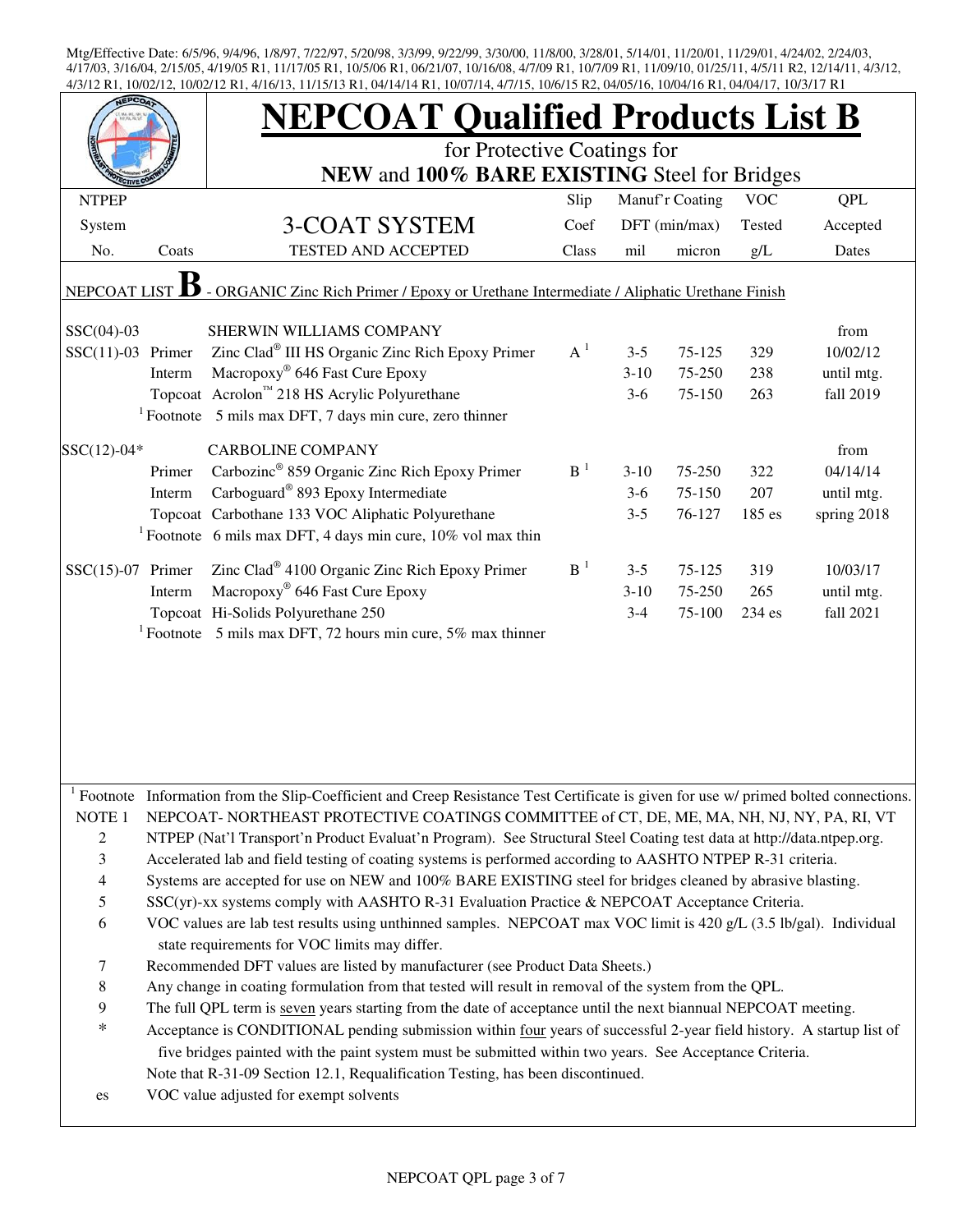Mtg/Effective Date: 6/5/96, 9/4/96, 1/8/97, 7/22/97, 5/20/98, 3/3/99, 9/22/99, 3/30/00, 11/8/00, 3/28/01, 5/14/01, 11/20/01, 11/29/01, 4/24/02, 2/24/03, 4/17/03, 3/16/04, 2/15/05, 4/19/05 R1, 11/17/05 R1, 10/5/06 R1, 06/21/07, 10/16/08, 4/7/09 R1, 10/7/09 R1, 11/09/10, 01/25/11, 4/5/11 R2, 12/14/11, 4/3/12, 4/3/12 R1, 10/02/12, 10/02/12 R1, 4/16/13, 11/15/13 R1, 04/14/14 R1, 10/07/14, 4/7/15, 10/6/15 R2, 04/05/16, 10/04/16 R1, 04/04/17, 10/3/17 R1

# NEPCOAT Qualified Products List B

for Protective Coatings for
**NEW** and **100% BARE EXISTING** Steel for Bridges

| NTPEP System No. | Coats | 3-COAT SYSTEM TESTED AND ACCEPTED | Slip Coef Class | Manuf'r Coating DFT (min/max) mil | micron | VOC Tested g/L | QPL Accepted Dates |
|---|---|---|---|---|---|---|---|
| NEPCOAT LIST **B** - ORGANIC Zinc Rich Primer / Epoxy or Urethane Intermediate / Aliphatic Urethane Finish | | | | | | | |
| SSC(04)-03 | | SHERWIN WILLIAMS COMPANY | | | | | from |
| SSC(11)-03 | Primer | Zinc Clad® III HS Organic Zinc Rich Epoxy Primer | A [1] | 3-5 | 75-125 | 329 | 10/02/12 |
| | Interm | Macropoxy® 646 Fast Cure Epoxy | | 3-10 | 75-250 | 238 | until mtg. |
| | Topcoat | Acrolon™ 218 HS Acrylic Polyurethane | | 3-6 | 75-150 | 263 | fall 2019 |
| | [1] Footnote | 5 mils max DFT, 7 days min cure, zero thinner | | | | | |
| SSC(12)-04* | | CARBOLINE COMPANY | | | | | from |
| | Primer | Carbozinc® 859 Organic Zinc Rich Epoxy Primer | B [1] | 3-10 | 75-250 | 322 | 04/14/14 |
| | Interm | Carboguard® 893 Epoxy Intermediate | | 3-6 | 75-150 | 207 | until mtg. |
| | Topcoat | Carbothane 133 VOC Aliphatic Polyurethane | | 3-5 | 76-127 | 185 es | spring 2018 |
| | [1] Footnote | 6 mils max DFT, 4 days min cure, 10% vol max thin | | | | | |
| SSC(15)-07 | Primer | Zinc Clad® 4100 Organic Zinc Rich Epoxy Primer | B [1] | 3-5 | 75-125 | 319 | 10/03/17 |
| | Interm | Macropoxy® 646 Fast Cure Epoxy | | 3-10 | 75-250 | 265 | until mtg. |
| | Topcoat | Hi-Solids Polyurethane 250 | | 3-4 | 75-100 | 234 es | fall 2021 |
| | [1] Footnote | 5 mils max DFT, 72 hours min cure, 5% max thinner | | | | | |

[1] Footnote Information from the Slip-Coefficient and Creep Resistance Test Certificate is given for use w/ primed bolted connections.

NOTE 1 NEPCOAT- NORTHEAST PROTECTIVE COATINGS COMMITTEE of CT, DE, ME, MA, NH, NJ, NY, PA, RI, VT

2 NTPEP (Nat'l Transport'n Product Evaluat'n Program). See Structural Steel Coating test data at http://data.ntpep.org.

3 Accelerated lab and field testing of coating systems is performed according to AASHTO NTPEP R-31 criteria.

4 Systems are accepted for use on NEW and 100% BARE EXISTING steel for bridges cleaned by abrasive blasting.

5 SSC(yr)-xx systems comply with AASHTO R-31 Evaluation Practice & NEPCOAT Acceptance Criteria.

6 VOC values are lab test results using unthinned samples. NEPCOAT max VOC limit is 420 g/L (3.5 lb/gal). Individual state requirements for VOC limits may differ.

7 Recommended DFT values are listed by manufacturer (see Product Data Sheets.)

8 Any change in coating formulation from that tested will result in removal of the system from the QPL.

9 The full QPL term is seven years starting from the date of acceptance until the next biannual NEPCOAT meeting.

\* Acceptance is CONDITIONAL pending submission within four years of successful 2-year field history. A startup list of five bridges painted with the paint system must be submitted within two years. See Acceptance Criteria.

Note that R-31-09 Section 12.1, Requalification Testing, has been discontinued.

es VOC value adjusted for exempt solvents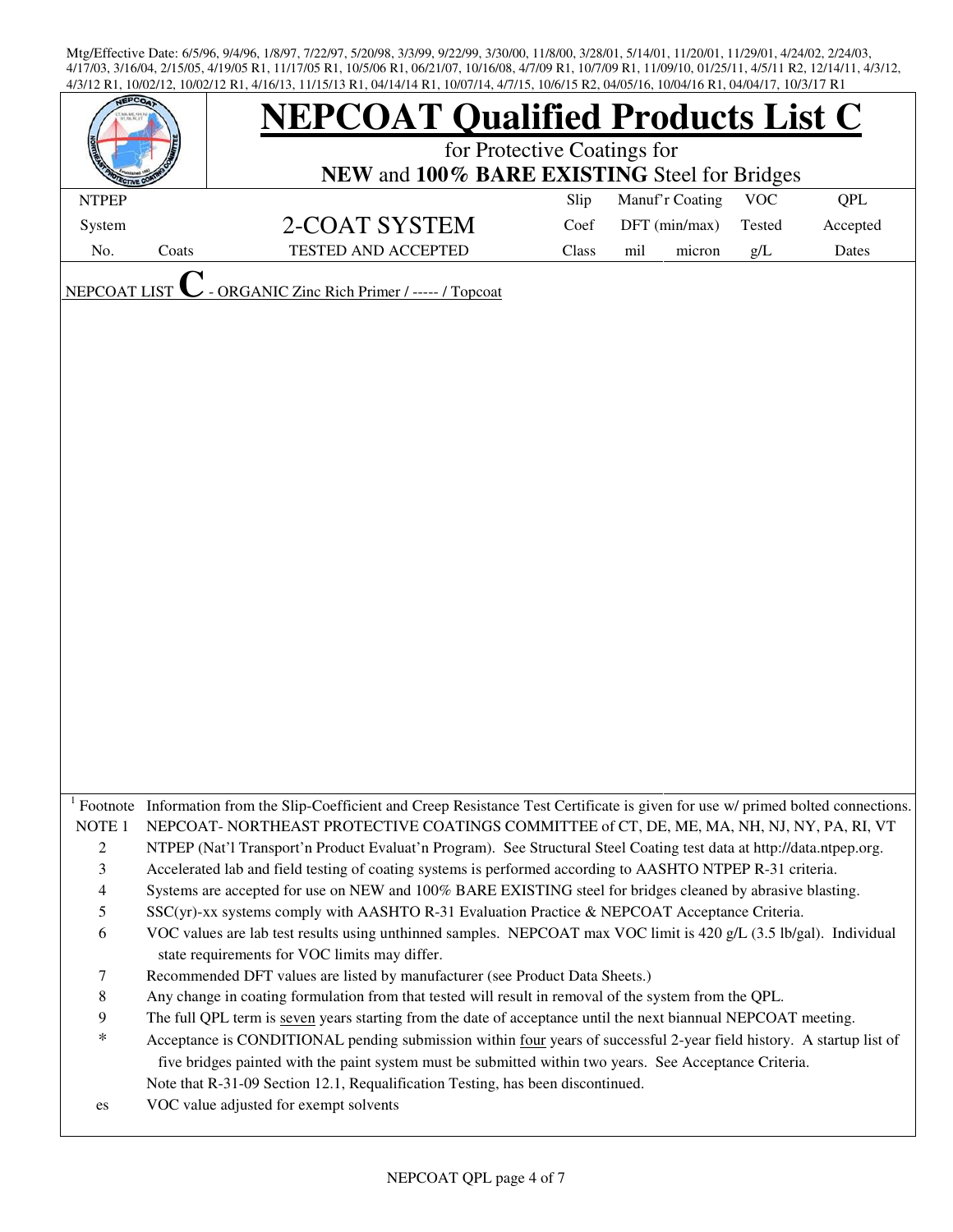Mtg/Effective Date: 6/5/96, 9/4/96, 1/8/97, 7/22/97, 5/20/98, 3/3/99, 9/22/99, 3/30/00, 11/8/00, 3/28/01, 5/14/01, 11/20/01, 11/29/01, 4/24/02, 2/24/03, 4/17/03, 3/16/04, 2/15/05, 4/19/05 R1, 11/17/05 R1, 10/5/06 R1, 06/21/07, 10/16/08, 4/7/09 R1, 10/7/09 R1, 11/09/10, 01/25/11, 4/5/11 R2, 12/14/11, 4/3/12, 4/3/12 R1, 10/02/12, 10/02/12 R1, 4/16/13, 11/15/13 R1, 04/14/14 R1, 10/07/14, 4/7/15, 10/6/15 R2, 04/05/16, 10/04/16 R1, 04/04/17, 10/3/17 R1

# NEPCOAT Qualified Products List C

for Protective Coatings for

**NEW** and **100% BARE EXISTING** Steel for Bridges

| NTPEP System No. | Coats | 2-COAT SYSTEM TESTED AND ACCEPTED | Slip Coef Class | Manuf'r Coating DFT (min/max) mil | micron | VOC Tested g/L | QPL Accepted Dates |
|---|---|---|---|---|---|---|---|

NEPCOAT LIST **C** - ORGANIC Zinc Rich Primer / ----- / Topcoat

[1] Footnote Information from the Slip-Coefficient and Creep Resistance Test Certificate is given for use w/ primed bolted connections.

NOTE 1 NEPCOAT- NORTHEAST PROTECTIVE COATINGS COMMITTEE of CT, DE, ME, MA, NH, NJ, NY, PA, RI, VT

2 NTPEP (Nat'l Transport'n Product Evaluat'n Program). See Structural Steel Coating test data at http://data.ntpep.org.

3 Accelerated lab and field testing of coating systems is performed according to AASHTO NTPEP R-31 criteria.

4 Systems are accepted for use on NEW and 100% BARE EXISTING steel for bridges cleaned by abrasive blasting.

5 SSC(yr)-xx systems comply with AASHTO R-31 Evaluation Practice & NEPCOAT Acceptance Criteria.

6 VOC values are lab test results using unthinned samples. NEPCOAT max VOC limit is 420 g/L (3.5 lb/gal). Individual state requirements for VOC limits may differ.

7 Recommended DFT values are listed by manufacturer (see Product Data Sheets.)

8 Any change in coating formulation from that tested will result in removal of the system from the QPL.

9 The full QPL term is seven years starting from the date of acceptance until the next biannual NEPCOAT meeting.

\* Acceptance is CONDITIONAL pending submission within four years of successful 2-year field history. A startup list of five bridges painted with the paint system must be submitted within two years. See Acceptance Criteria.

Note that R-31-09 Section 12.1, Requalification Testing, has been discontinued.

es VOC value adjusted for exempt solvents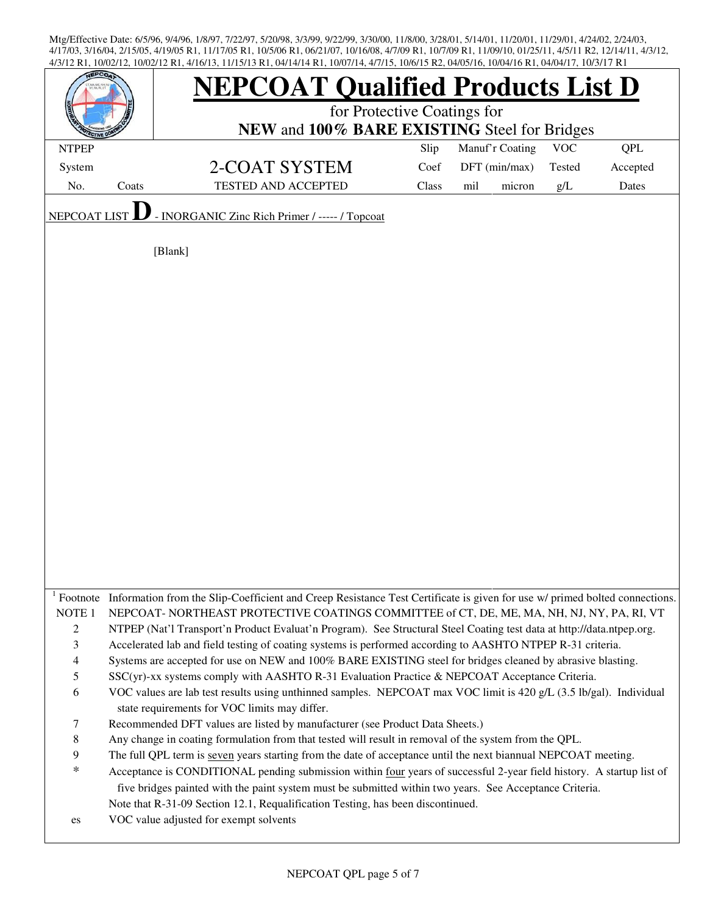Mtg/Effective Date: 6/5/96, 9/4/96, 1/8/97, 7/22/97, 5/20/98, 3/3/99, 9/22/99, 3/30/00, 11/8/00, 3/28/01, 5/14/01, 11/20/01, 11/29/01, 4/24/02, 2/24/03, 4/17/03, 3/16/04, 2/15/05, 4/19/05 R1, 11/17/05 R1, 10/5/06 R1, 06/21/07, 10/16/08, 4/7/09 R1, 10/7/09 R1, 11/09/10, 01/25/11, 4/5/11 R2, 12/14/11, 4/3/12, 4/3/12 R1, 10/02/12, 10/02/12 R1, 4/16/13, 11/15/13 R1, 04/14/14 R1, 10/07/14, 4/7/15, 10/6/15 R2, 04/05/16, 10/04/16 R1, 04/04/17, 10/3/17 R1

# NEPCOAT Qualified Products List D

for Protective Coatings for
**NEW** and **100% BARE EXISTING** Steel for Bridges

| NTPEP System No. | Coats | 2-COAT SYSTEM TESTED AND ACCEPTED | Slip Coef Class | Manuf'r Coating DFT (min/max) mil | micron | VOC Tested g/L | QPL Accepted Dates |
|---|---|---|---|---|---|---|---|

NEPCOAT LIST **D** - INORGANIC Zinc Rich Primer / ----- / Topcoat

[Blank]

| | |
|---|---|
| [1] Footnote | Information from the Slip-Coefficient and Creep Resistance Test Certificate is given for use w/ primed bolted connections. |
| NOTE 1 | NEPCOAT- NORTHEAST PROTECTIVE COATINGS COMMITTEE of CT, DE, ME, MA, NH, NJ, NY, PA, RI, VT |
| 2 | NTPEP (Nat'l Transport'n Product Evaluat'n Program). See Structural Steel Coating test data at http://data.ntpep.org. |
| 3 | Accelerated lab and field testing of coating systems is performed according to AASHTO NTPEP R-31 criteria. |
| 4 | Systems are accepted for use on NEW and 100% BARE EXISTING steel for bridges cleaned by abrasive blasting. |
| 5 | SSC(yr)-xx systems comply with AASHTO R-31 Evaluation Practice & NEPCOAT Acceptance Criteria. |
| 6 | VOC values are lab test results using unthinned samples. NEPCOAT max VOC limit is 420 g/L (3.5 lb/gal). Individual state requirements for VOC limits may differ. |
| 7 | Recommended DFT values are listed by manufacturer (see Product Data Sheets.) |
| 8 | Any change in coating formulation from that tested will result in removal of the system from the QPL. |
| 9 | The full QPL term is seven years starting from the date of acceptance until the next biannual NEPCOAT meeting. |
| * | Acceptance is CONDITIONAL pending submission within four years of successful 2-year field history. A startup list of five bridges painted with the paint system must be submitted within two years. See Acceptance Criteria. |
| | Note that R-31-09 Section 12.1, Requalification Testing, has been discontinued. |
| es | VOC value adjusted for exempt solvents |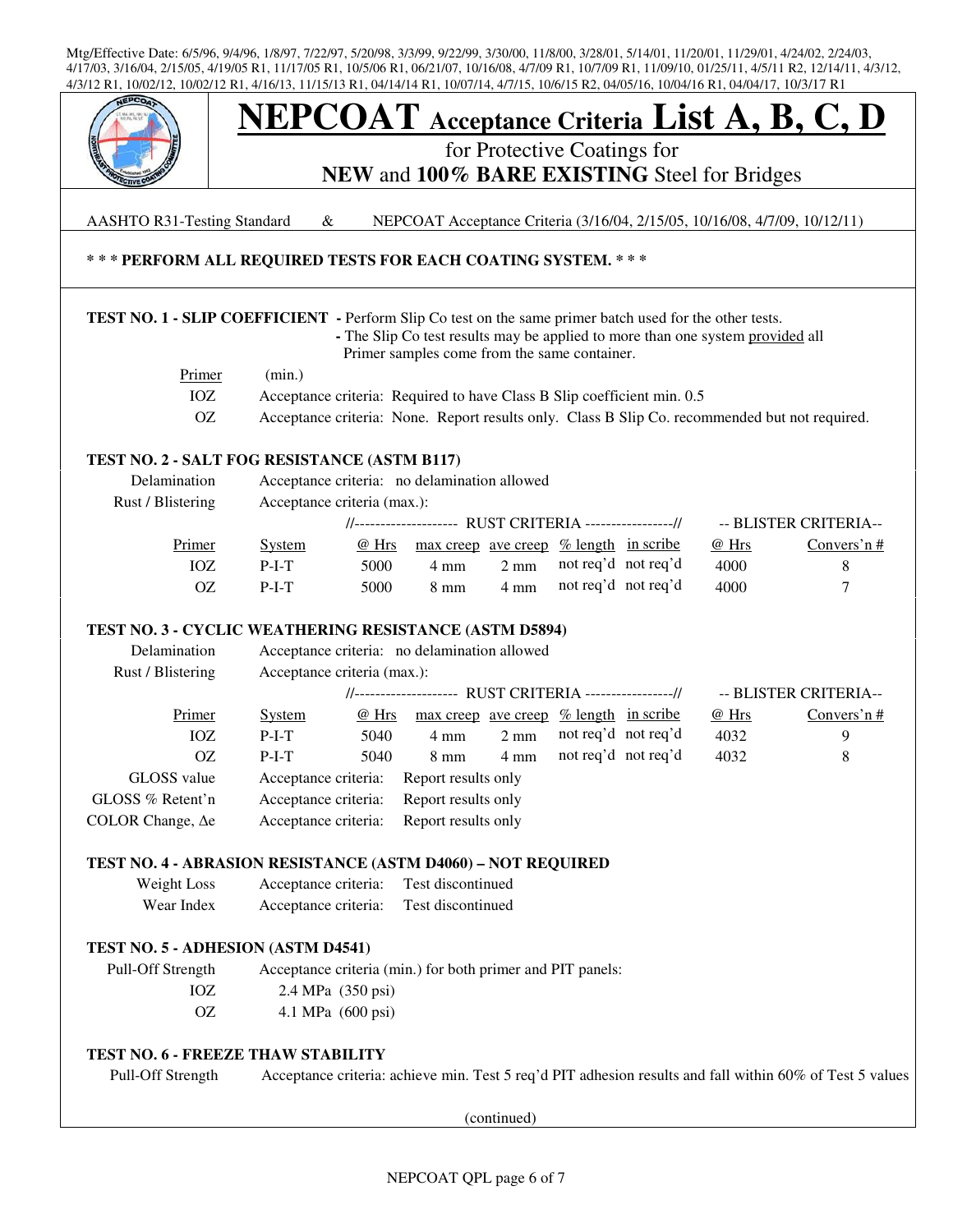Mtg/Effective Date: 6/5/96, 9/4/96, 1/8/97, 7/22/97, 5/20/98, 3/3/99, 9/22/99, 3/30/00, 11/8/00, 3/28/01, 5/14/01, 11/20/01, 11/29/01, 4/24/02, 2/24/03, 4/17/03, 3/16/04, 2/15/05, 4/19/05 R1, 11/17/05 R1, 10/5/06 R1, 06/21/07, 10/16/08, 4/7/09 R1, 10/7/09 R1, 11/09/10, 01/25/11, 4/5/11 R2, 12/14/11, 4/3/12, 4/3/12 R1, 10/02/12, 10/02/12 R1, 4/16/13, 11/15/13 R1, 04/14/14 R1, 10/07/14, 4/7/15, 10/6/15 R2, 04/05/16, 10/04/16 R1, 04/04/17, 10/3/17 R1

# NEPCOAT Acceptance Criteria List A, B, C, D

for Protective Coatings for
**NEW** and **100% BARE EXISTING** Steel for Bridges

AASHTO R31-Testing Standard & NEPCOAT Acceptance Criteria (3/16/04, 2/15/05, 10/16/08, 4/7/09, 10/12/11)

**\* \* \* PERFORM ALL REQUIRED TESTS FOR EACH COATING SYSTEM. \* \* \***

**TEST NO. 1 - SLIP COEFFICIENT** - Perform Slip Co test on the same primer batch used for the other tests.
- The Slip Co test results may be applied to more than one system provided all Primer samples come from the same container.

| Primer | (min.) |
|---|---|
| IOZ | Acceptance criteria: Required to have Class B Slip coefficient min. 0.5 |
| OZ | Acceptance criteria: None. Report results only. Class B Slip Co. recommended but not required. |

**TEST NO. 2 - SALT FOG RESISTANCE (ASTM B117)**

Delamination — Acceptance criteria: no delamination allowed

Rust / Blistering — Acceptance criteria (max.):

| | | RUST CRITERIA | | | | | BLISTER CRITERIA | |
|---|---|---|---|---|---|---|---|---|
| Primer | System | @ Hrs | max creep | ave creep | % length | in scribe | @ Hrs | Convers'n # |
| IOZ | P-I-T | 5000 | 4 mm | 2 mm | not req'd | not req'd | 4000 | 8 |
| OZ | P-I-T | 5000 | 8 mm | 4 mm | not req'd | not req'd | 4000 | 7 |

**TEST NO. 3 - CYCLIC WEATHERING RESISTANCE (ASTM D5894)**

Delamination — Acceptance criteria: no delamination allowed

Rust / Blistering — Acceptance criteria (max.):

| | | RUST CRITERIA | | | | | BLISTER CRITERIA | |
|---|---|---|---|---|---|---|---|---|
| Primer | System | @ Hrs | max creep | ave creep | % length | in scribe | @ Hrs | Convers'n # |
| IOZ | P-I-T | 5040 | 4 mm | 2 mm | not req'd | not req'd | 4032 | 9 |
| OZ | P-I-T | 5040 | 8 mm | 4 mm | not req'd | not req'd | 4032 | 8 |

GLOSS value — Acceptance criteria: Report results only

GLOSS % Retent'n — Acceptance criteria: Report results only

COLOR Change, $\Delta e$ — Acceptance criteria: Report results only

**TEST NO. 4 - ABRASION RESISTANCE (ASTM D4060) – NOT REQUIRED**

Weight Loss — Acceptance criteria: Test discontinued

Wear Index — Acceptance criteria: Test discontinued

**TEST NO. 5 - ADHESION (ASTM D4541)**

Pull-Off Strength — Acceptance criteria (min.) for both primer and PIT panels:

- IOZ — 2.4 MPa (350 psi)
- OZ — 4.1 MPa (600 psi)

**TEST NO. 6 - FREEZE THAW STABILITY**

Pull-Off Strength — Acceptance criteria: achieve min. Test 5 req'd PIT adhesion results and fall within 60% of Test 5 values

(continued)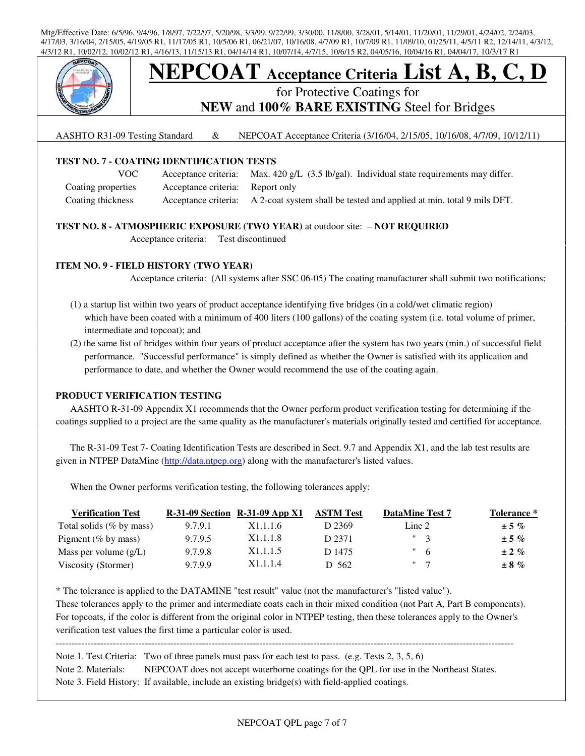Mtg/Effective Date: 6/5/96, 9/4/96, 1/8/97, 7/22/97, 5/20/98, 3/3/99, 9/22/99, 3/30/00, 11/8/00, 3/28/01, 5/14/01, 11/20/01, 11/29/01, 4/24/02, 2/24/03, 4/17/03, 3/16/04, 2/15/05, 4/19/05 R1, 11/17/05 R1, 10/5/06 R1, 06/21/07, 10/16/08, 4/7/09 R1, 10/7/09 R1, 11/09/10, 01/25/11, 4/5/11 R2, 12/14/11, 4/3/12, 4/3/12 R1, 10/02/12, 10/02/12 R1, 4/16/13, 11/15/13 R1, 04/14/14 R1, 10/07/14, 4/7/15, 10/6/15 R2, 04/05/16, 10/04/16 R1, 04/04/17, 10/3/17 R1

# NEPCOAT Acceptance Criteria List A, B, C, D

for Protective Coatings for
**NEW** and **100% BARE EXISTING** Steel for Bridges

AASHTO R31-09 Testing Standard & NEPCOAT Acceptance Criteria (3/16/04, 2/15/05, 10/16/08, 4/7/09, 10/12/11)

**TEST NO. 7 - COATING IDENTIFICATION TESTS**

| | | |
|---|---|---|
| VOC | Acceptance criteria: | Max. 420 g/L (3.5 lb/gal). Individual state requirements may differ. |
| Coating properties | Acceptance criteria: | Report only |
| Coating thickness | Acceptance criteria: | A 2-coat system shall be tested and applied at min. total 9 mils DFT. |

**TEST NO. 8 - ATMOSPHERIC EXPOSURE (TWO YEAR)** at outdoor site: – **NOT REQUIRED**

Acceptance criteria: Test discontinued

**ITEM NO. 9 - FIELD HISTORY (TWO YEAR)**

Acceptance criteria: (All systems after SSC 06-05) The coating manufacturer shall submit two notifications;

(1) a startup list within two years of product acceptance identifying five bridges (in a cold/wet climatic region) which have been coated with a minimum of 400 liters (100 gallons) of the coating system (i.e. total volume of primer, intermediate and topcoat); and

(2) the same list of bridges within four years of product acceptance after the system has two years (min.) of successful field performance. "Successful performance" is simply defined as whether the Owner is satisfied with its application and performance to date, and whether the Owner would recommend the use of the coating again.

**PRODUCT VERIFICATION TESTING**

AASHTO R-31-09 Appendix X1 recommends that the Owner perform product verification testing for determining if the coatings supplied to a project are the same quality as the manufacturer's materials originally tested and certified for acceptance.

The R-31-09 Test 7- Coating Identification Tests are described in Sect. 9.7 and Appendix X1, and the lab test results are given in NTPEP DataMine (http://data.ntpep.org) along with the manufacturer's listed values.

When the Owner performs verification testing, the following tolerances apply:

| Verification Test | R-31-09 Section | R-31-09 App X1 | ASTM Test | DataMine Test 7 | Tolerance * |
|---|---|---|---|---|---|
| Total solids (% by mass) | 9.7.9.1 | X1.1.1.6 | D 2369 | Line 2 | **± 5 %** |
| Pigment (% by mass) | 9.7.9.5 | X1.1.1.8 | D 2371 | " 3 | **± 5 %** |
| Mass per volume (g/L) | 9.7.9.8 | X1.1.1.5 | D 1475 | " 6 | **± 2 %** |
| Viscosity (Stormer) | 9.7.9.9 | X1.1.1.4 | D 562 | " 7 | **± 8 %** |

* The tolerance is applied to the DATAMINE "test result" value (not the manufacturer's "listed value").
These tolerances apply to the primer and intermediate coats each in their mixed condition (not Part A, Part B components).
For topcoats, if the color is different from the original color in NTPEP testing, then these tolerances apply to the Owner's verification test values the first time a particular color is used.

---

Note 1. Test Criteria: Two of three panels must pass for each test to pass. (e.g. Tests 2, 3, 5, 6)
Note 2. Materials: NEPCOAT does not accept waterborne coatings for the QPL for use in the Northeast States.
Note 3. Field History: If available, include an existing bridge(s) with field-applied coatings.